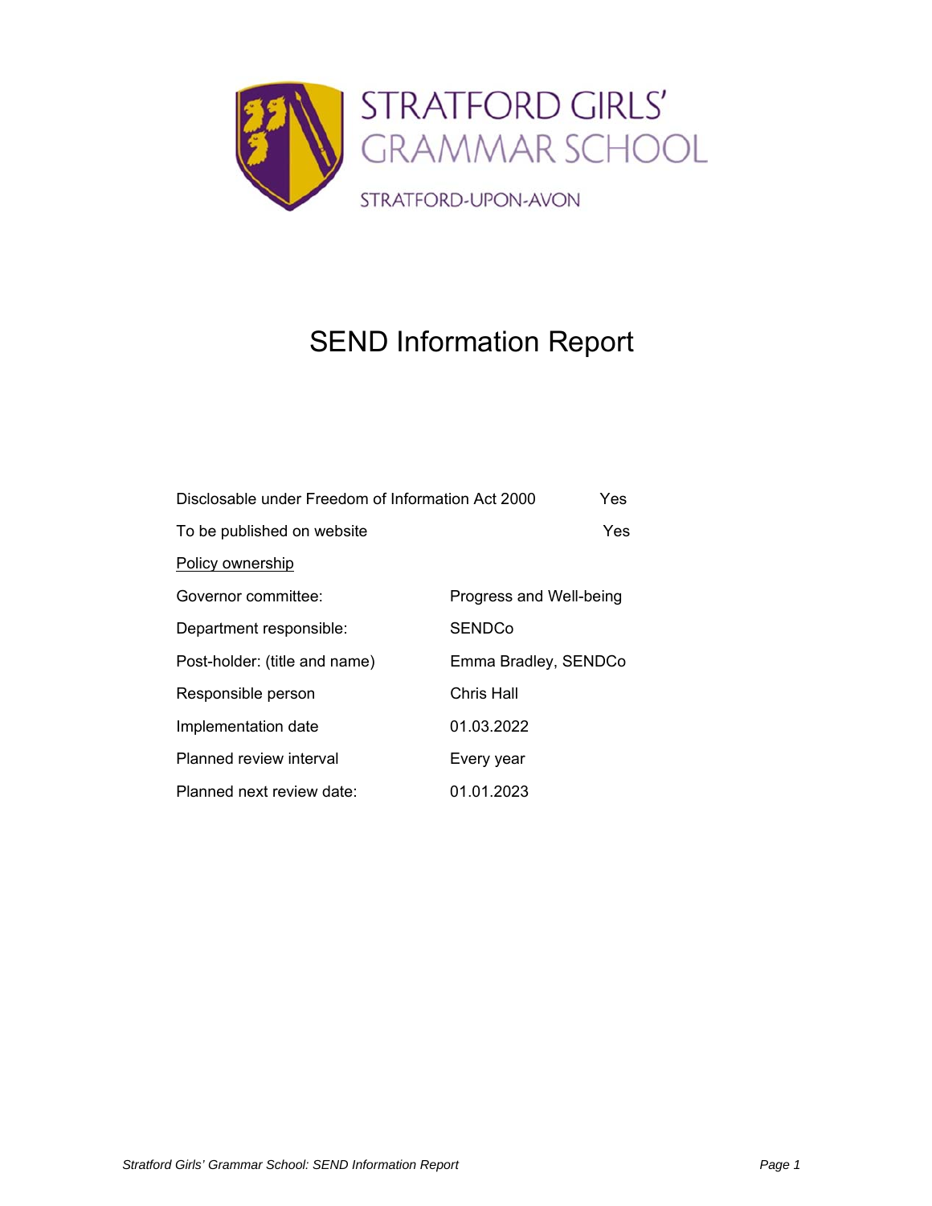STRATFORD GIRLS' GRAMMAR SCHOOL

STRATFORD-UPON-AVON

# SEND Information Report

| | |
|---|---|
| Disclosable under Freedom of Information Act 2000 | Yes |
| To be published on website | Yes |

Policy ownership

| | |
|---|---|
| Governor committee: | Progress and Well-being |
| Department responsible: | SENDCo |
| Post-holder: (title and name) | Emma Bradley, SENDCo |
| Responsible person | Chris Hall |
| Implementation date | 01.03.2022 |
| Planned review interval | Every year |
| Planned next review date: | 01.01.2023 |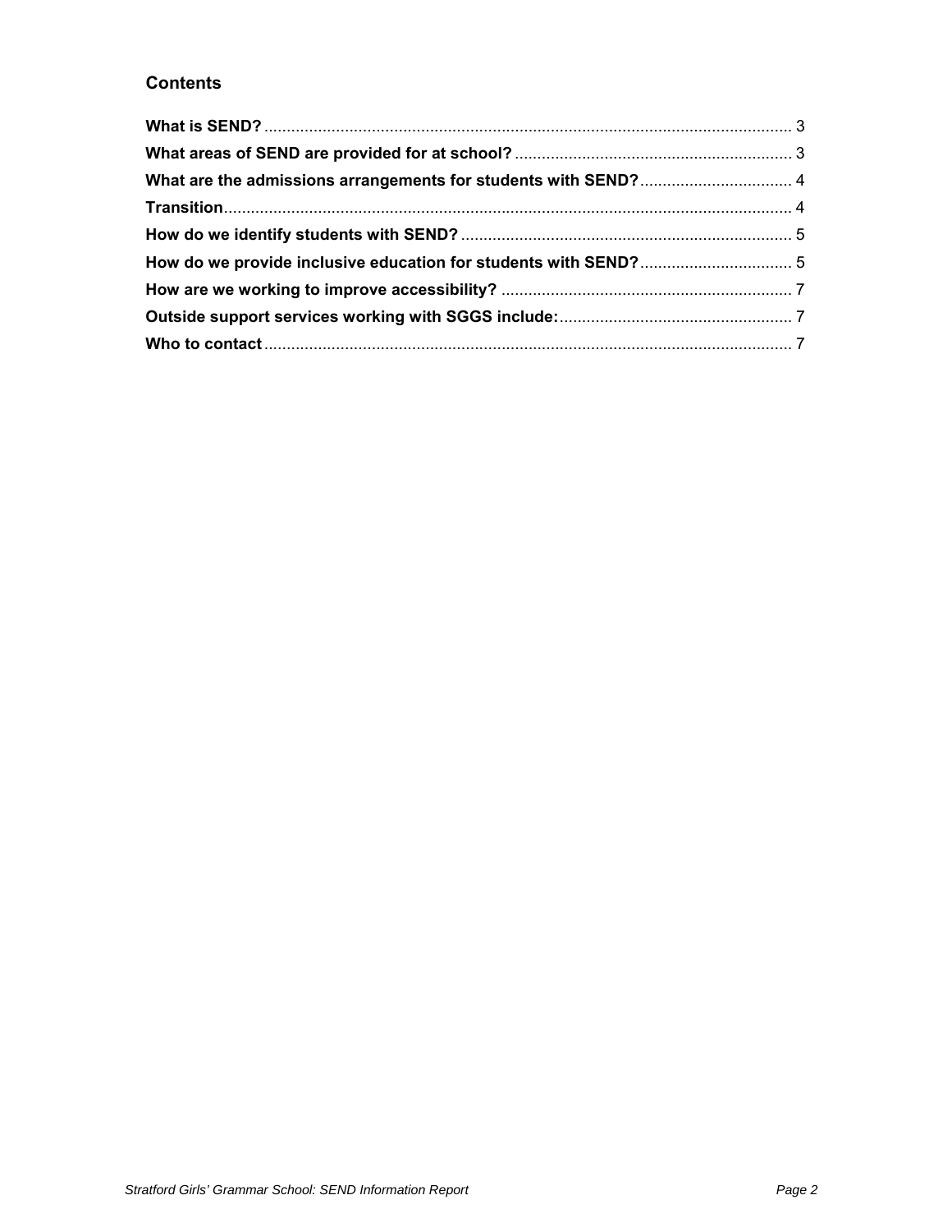## Contents

**What is SEND?** ..................................................................................................................... 3

**What areas of SEND are provided for at school?** ............................................................. 3

**What are the admissions arrangements for students with SEND?** .................................. 4

**Transition** .............................................................................................................................. 4

**How do we identify students with SEND?** .......................................................................... 5

**How do we provide inclusive education for students with SEND?** .................................. 5

**How are we working to improve accessibility?** ................................................................ 7

**Outside support services working with SGGS include:** .................................................... 7

**Who to contact** ..................................................................................................................... 7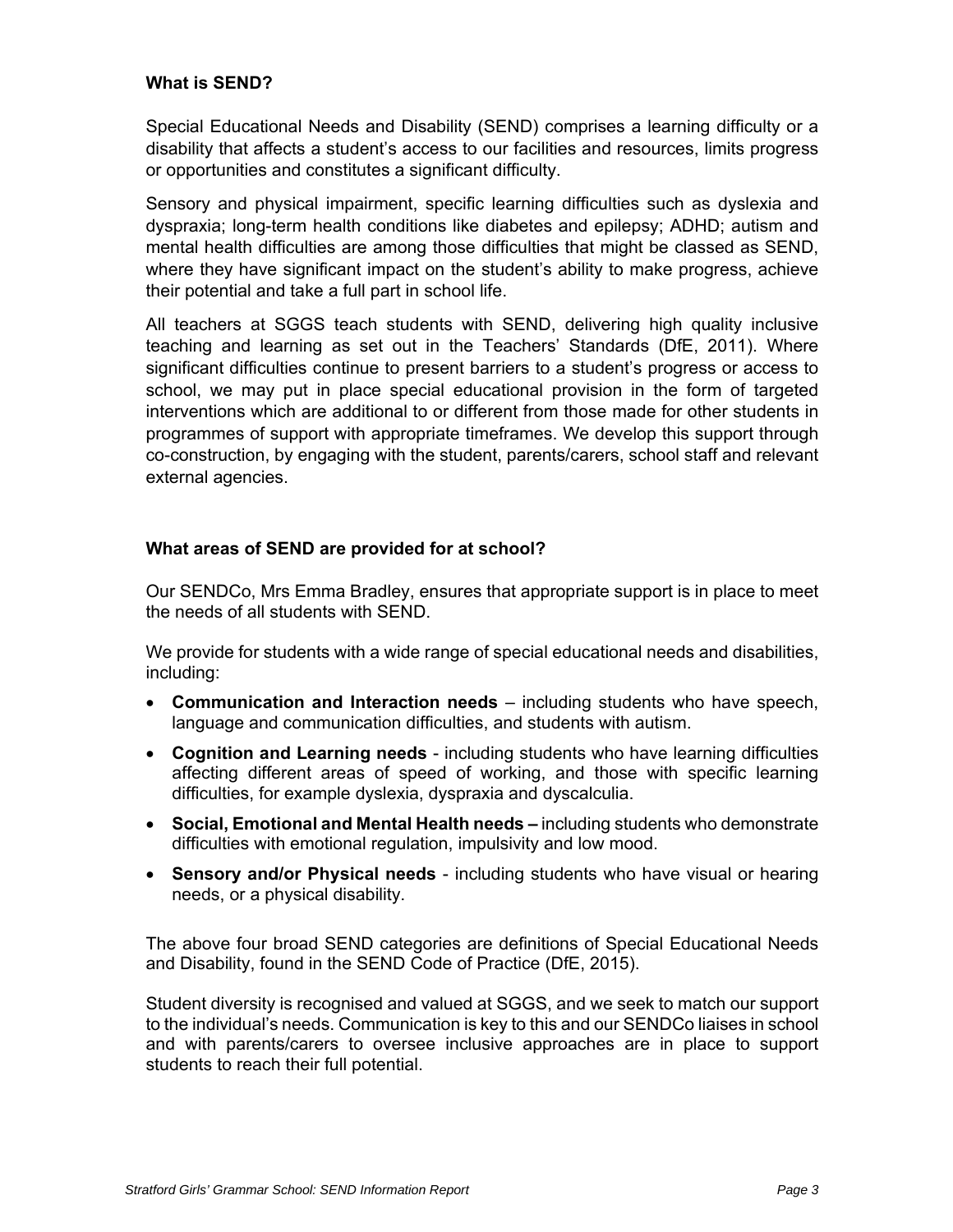## What is SEND?

Special Educational Needs and Disability (SEND) comprises a learning difficulty or a disability that affects a student's access to our facilities and resources, limits progress or opportunities and constitutes a significant difficulty.

Sensory and physical impairment, specific learning difficulties such as dyslexia and dyspraxia; long-term health conditions like diabetes and epilepsy; ADHD; autism and mental health difficulties are among those difficulties that might be classed as SEND, where they have significant impact on the student's ability to make progress, achieve their potential and take a full part in school life.

All teachers at SGGS teach students with SEND, delivering high quality inclusive teaching and learning as set out in the Teachers' Standards (DfE, 2011). Where significant difficulties continue to present barriers to a student's progress or access to school, we may put in place special educational provision in the form of targeted interventions which are additional to or different from those made for other students in programmes of support with appropriate timeframes. We develop this support through co-construction, by engaging with the student, parents/carers, school staff and relevant external agencies.

## What areas of SEND are provided for at school?

Our SENDCo, Mrs Emma Bradley, ensures that appropriate support is in place to meet the needs of all students with SEND.

We provide for students with a wide range of special educational needs and disabilities, including:

- **Communication and Interaction needs** – including students who have speech, language and communication difficulties, and students with autism.
- **Cognition and Learning needs** - including students who have learning difficulties affecting different areas of speed of working, and those with specific learning difficulties, for example dyslexia, dyspraxia and dyscalculia.
- **Social, Emotional and Mental Health needs –** including students who demonstrate difficulties with emotional regulation, impulsivity and low mood.
- **Sensory and/or Physical needs** - including students who have visual or hearing needs, or a physical disability.

The above four broad SEND categories are definitions of Special Educational Needs and Disability, found in the SEND Code of Practice (DfE, 2015).

Student diversity is recognised and valued at SGGS, and we seek to match our support to the individual's needs. Communication is key to this and our SENDCo liaises in school and with parents/carers to oversee inclusive approaches are in place to support students to reach their full potential.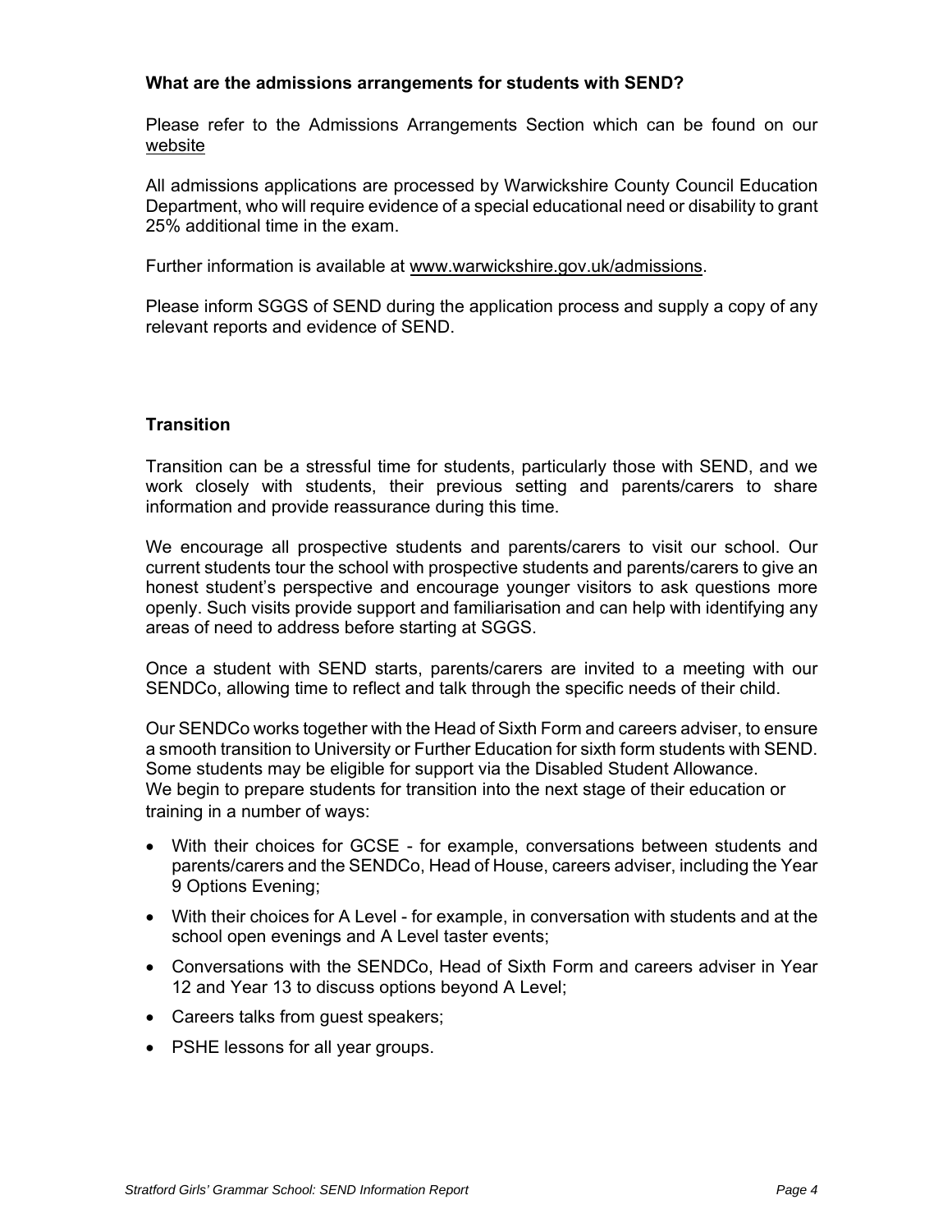**What are the admissions arrangements for students with SEND?**

Please refer to the Admissions Arrangements Section which can be found on our website

All admissions applications are processed by Warwickshire County Council Education Department, who will require evidence of a special educational need or disability to grant 25% additional time in the exam.

Further information is available at www.warwickshire.gov.uk/admissions.

Please inform SGGS of SEND during the application process and supply a copy of any relevant reports and evidence of SEND.

**Transition**

Transition can be a stressful time for students, particularly those with SEND, and we work closely with students, their previous setting and parents/carers to share information and provide reassurance during this time.

We encourage all prospective students and parents/carers to visit our school. Our current students tour the school with prospective students and parents/carers to give an honest student's perspective and encourage younger visitors to ask questions more openly. Such visits provide support and familiarisation and can help with identifying any areas of need to address before starting at SGGS.

Once a student with SEND starts, parents/carers are invited to a meeting with our SENDCo, allowing time to reflect and talk through the specific needs of their child.

Our SENDCo works together with the Head of Sixth Form and careers adviser, to ensure a smooth transition to University or Further Education for sixth form students with SEND. Some students may be eligible for support via the Disabled Student Allowance.
We begin to prepare students for transition into the next stage of their education or training in a number of ways:

- With their choices for GCSE - for example, conversations between students and parents/carers and the SENDCo, Head of House, careers adviser, including the Year 9 Options Evening;
- With their choices for A Level - for example, in conversation with students and at the school open evenings and A Level taster events;
- Conversations with the SENDCo, Head of Sixth Form and careers adviser in Year 12 and Year 13 to discuss options beyond A Level;
- Careers talks from guest speakers;
- PSHE lessons for all year groups.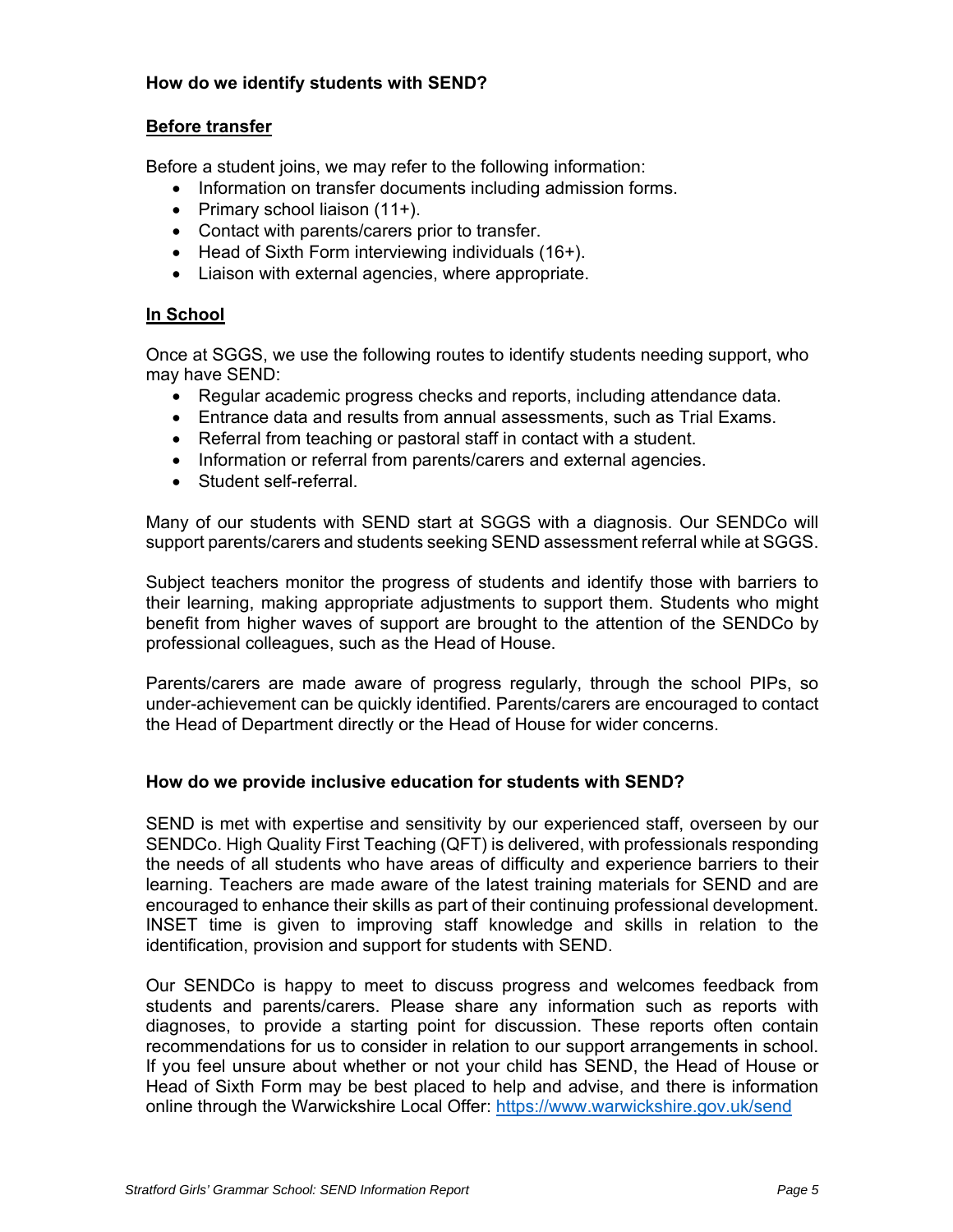### How do we identify students with SEND?

#### Before transfer

Before a student joins, we may refer to the following information:

- Information on transfer documents including admission forms.
- Primary school liaison (11+).
- Contact with parents/carers prior to transfer.
- Head of Sixth Form interviewing individuals (16+).
- Liaison with external agencies, where appropriate.

#### In School

Once at SGGS, we use the following routes to identify students needing support, who may have SEND:

- Regular academic progress checks and reports, including attendance data.
- Entrance data and results from annual assessments, such as Trial Exams.
- Referral from teaching or pastoral staff in contact with a student.
- Information or referral from parents/carers and external agencies.
- Student self-referral.

Many of our students with SEND start at SGGS with a diagnosis. Our SENDCo will support parents/carers and students seeking SEND assessment referral while at SGGS.

Subject teachers monitor the progress of students and identify those with barriers to their learning, making appropriate adjustments to support them. Students who might benefit from higher waves of support are brought to the attention of the SENDCo by professional colleagues, such as the Head of House.

Parents/carers are made aware of progress regularly, through the school PIPs, so under-achievement can be quickly identified. Parents/carers are encouraged to contact the Head of Department directly or the Head of House for wider concerns.

### How do we provide inclusive education for students with SEND?

SEND is met with expertise and sensitivity by our experienced staff, overseen by our SENDCo. High Quality First Teaching (QFT) is delivered, with professionals responding the needs of all students who have areas of difficulty and experience barriers to their learning. Teachers are made aware of the latest training materials for SEND and are encouraged to enhance their skills as part of their continuing professional development. INSET time is given to improving staff knowledge and skills in relation to the identification, provision and support for students with SEND.

Our SENDCo is happy to meet to discuss progress and welcomes feedback from students and parents/carers. Please share any information such as reports with diagnoses, to provide a starting point for discussion. These reports often contain recommendations for us to consider in relation to our support arrangements in school. If you feel unsure about whether or not your child has SEND, the Head of House or Head of Sixth Form may be best placed to help and advise, and there is information online through the Warwickshire Local Offer: [https://www.warwickshire.gov.uk/send](https://www.warwickshire.gov.uk/send)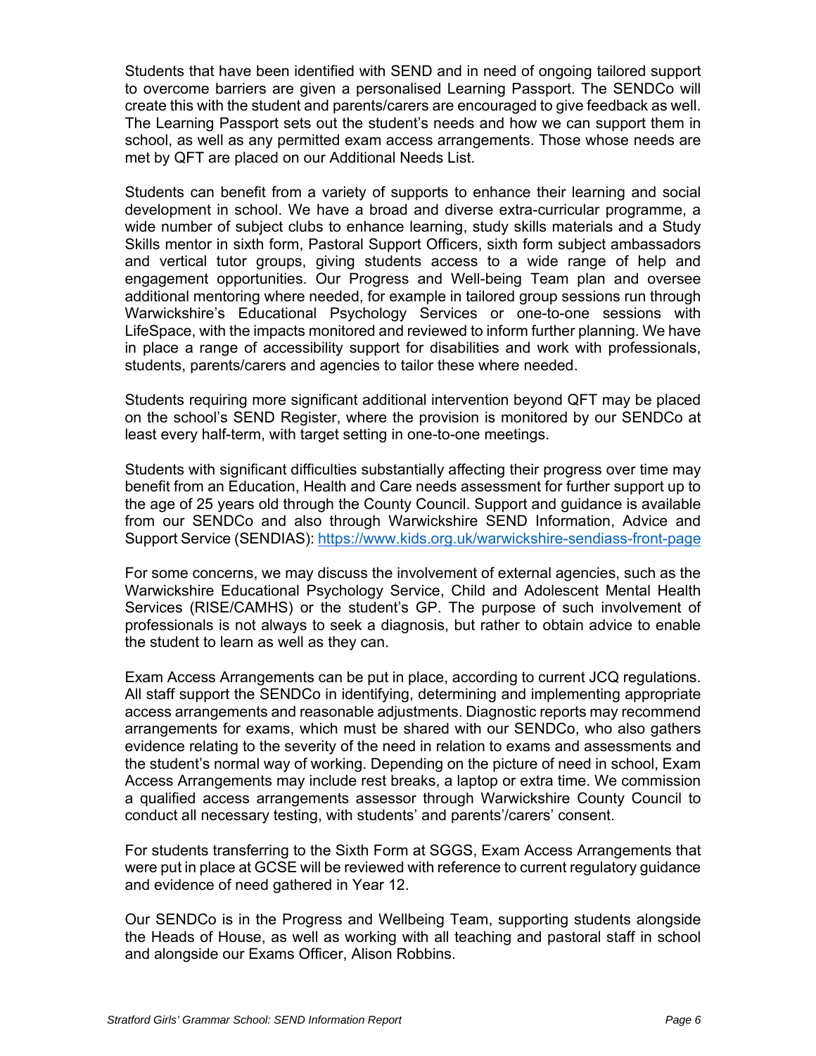Students that have been identified with SEND and in need of ongoing tailored support to overcome barriers are given a personalised Learning Passport. The SENDCo will create this with the student and parents/carers are encouraged to give feedback as well. The Learning Passport sets out the student's needs and how we can support them in school, as well as any permitted exam access arrangements. Those whose needs are met by QFT are placed on our Additional Needs List.

Students can benefit from a variety of supports to enhance their learning and social development in school. We have a broad and diverse extra-curricular programme, a wide number of subject clubs to enhance learning, study skills materials and a Study Skills mentor in sixth form, Pastoral Support Officers, sixth form subject ambassadors and vertical tutor groups, giving students access to a wide range of help and engagement opportunities. Our Progress and Well-being Team plan and oversee additional mentoring where needed, for example in tailored group sessions run through Warwickshire's Educational Psychology Services or one-to-one sessions with LifeSpace, with the impacts monitored and reviewed to inform further planning. We have in place a range of accessibility support for disabilities and work with professionals, students, parents/carers and agencies to tailor these where needed.

Students requiring more significant additional intervention beyond QFT may be placed on the school's SEND Register, where the provision is monitored by our SENDCo at least every half-term, with target setting in one-to-one meetings.

Students with significant difficulties substantially affecting their progress over time may benefit from an Education, Health and Care needs assessment for further support up to the age of 25 years old through the County Council. Support and guidance is available from our SENDCo and also through Warwickshire SEND Information, Advice and Support Service (SENDIAS): https://www.kids.org.uk/warwickshire-sendiass-front-page

For some concerns, we may discuss the involvement of external agencies, such as the Warwickshire Educational Psychology Service, Child and Adolescent Mental Health Services (RISE/CAMHS) or the student's GP. The purpose of such involvement of professionals is not always to seek a diagnosis, but rather to obtain advice to enable the student to learn as well as they can.

Exam Access Arrangements can be put in place, according to current JCQ regulations. All staff support the SENDCo in identifying, determining and implementing appropriate access arrangements and reasonable adjustments. Diagnostic reports may recommend arrangements for exams, which must be shared with our SENDCo, who also gathers evidence relating to the severity of the need in relation to exams and assessments and the student's normal way of working. Depending on the picture of need in school, Exam Access Arrangements may include rest breaks, a laptop or extra time. We commission a qualified access arrangements assessor through Warwickshire County Council to conduct all necessary testing, with students' and parents'/carers' consent.

For students transferring to the Sixth Form at SGGS, Exam Access Arrangements that were put in place at GCSE will be reviewed with reference to current regulatory guidance and evidence of need gathered in Year 12.

Our SENDCo is in the Progress and Wellbeing Team, supporting students alongside the Heads of House, as well as working with all teaching and pastoral staff in school and alongside our Exams Officer, Alison Robbins.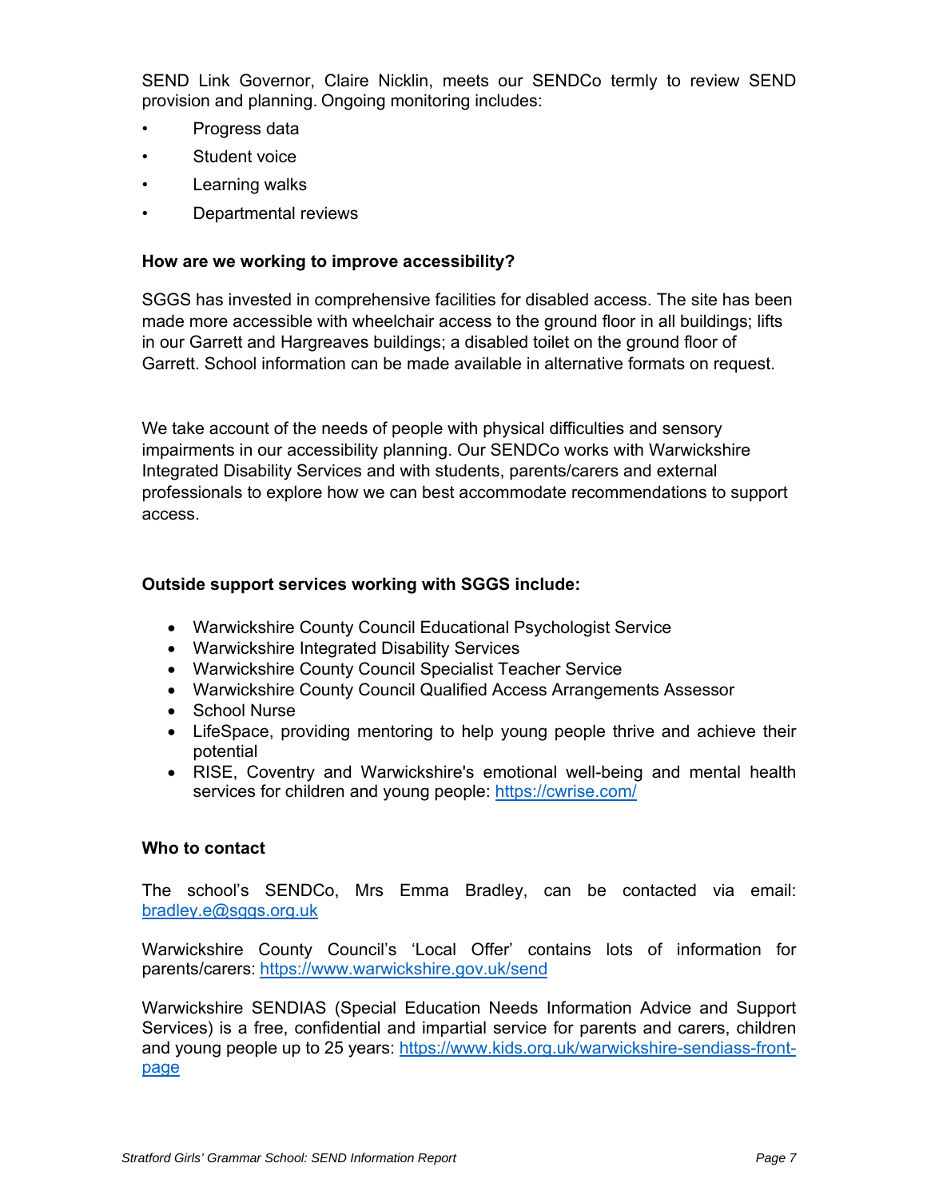SEND Link Governor, Claire Nicklin, meets our SENDCo termly to review SEND provision and planning. Ongoing monitoring includes:

- Progress data
- Student voice
- Learning walks
- Departmental reviews

**How are we working to improve accessibility?**

SGGS has invested in comprehensive facilities for disabled access. The site has been made more accessible with wheelchair access to the ground floor in all buildings; lifts in our Garrett and Hargreaves buildings; a disabled toilet on the ground floor of Garrett. School information can be made available in alternative formats on request.

We take account of the needs of people with physical difficulties and sensory impairments in our accessibility planning. Our SENDCo works with Warwickshire Integrated Disability Services and with students, parents/carers and external professionals to explore how we can best accommodate recommendations to support access.

**Outside support services working with SGGS include:**

- Warwickshire County Council Educational Psychologist Service
- Warwickshire Integrated Disability Services
- Warwickshire County Council Specialist Teacher Service
- Warwickshire County Council Qualified Access Arrangements Assessor
- School Nurse
- LifeSpace, providing mentoring to help young people thrive and achieve their potential
- RISE, Coventry and Warwickshire's emotional well-being and mental health services for children and young people: https://cwrise.com/

**Who to contact**

The school's SENDCo, Mrs Emma Bradley, can be contacted via email: bradley.e@sggs.org.uk

Warwickshire County Council's 'Local Offer' contains lots of information for parents/carers: https://www.warwickshire.gov.uk/send

Warwickshire SENDIAS (Special Education Needs Information Advice and Support Services) is a free, confidential and impartial service for parents and carers, children and young people up to 25 years: https://www.kids.org.uk/warwickshire-sendiass-front-page